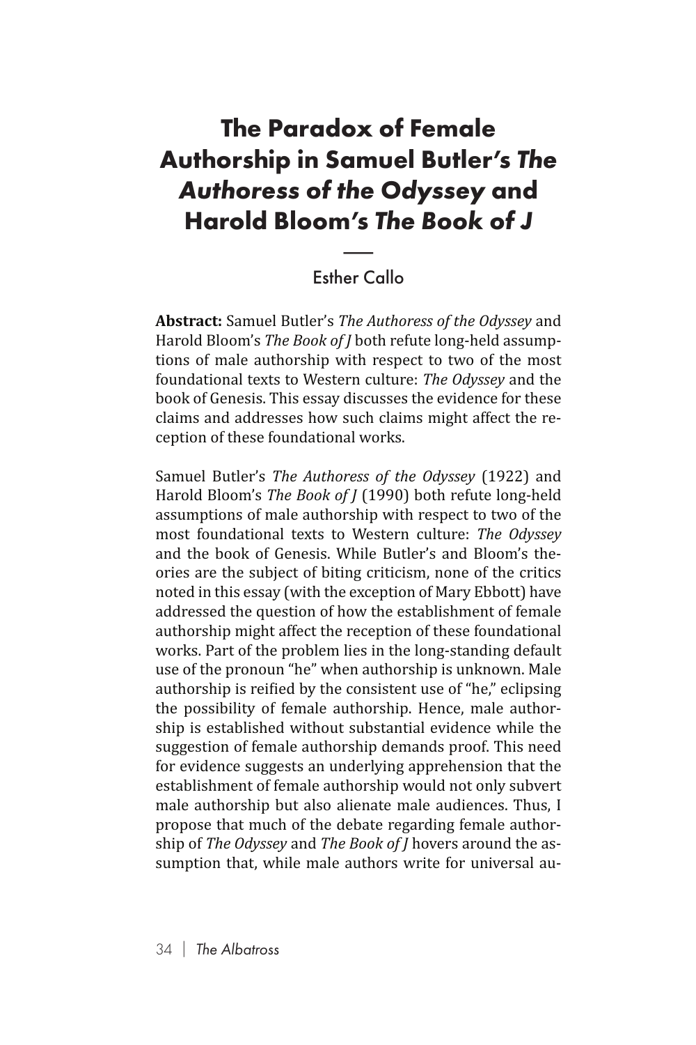# The Paradox of Female Authorship in Samuel Butler's *The Authoress of the Odyssey* and Harold Bloom's *The Book of J*

Esther Callo

**Abstract:** Samuel Butler's *The Authoress of the Odyssey* and Harold Bloom's *The Book of J* both refute long-held assumptions of male authorship with respect to two of the most foundational texts to Western culture: *The Odyssey* and the book of Genesis. This essay discusses the evidence for these claims and addresses how such claims might affect the reception of these foundational works.

Samuel Butler's *The Authoress of the Odyssey* (1922) and Harold Bloom's *The Book of J* (1990) both refute long-held assumptions of male authorship with respect to two of the most foundational texts to Western culture: *The Odyssey* and the book of Genesis. While Butler's and Bloom's theories are the subject of biting criticism, none of the critics noted in this essay (with the exception of Mary Ebbott) have addressed the question of how the establishment of female authorship might affect the reception of these foundational works. Part of the problem lies in the long-standing default use of the pronoun "he" when authorship is unknown. Male authorship is reified by the consistent use of "he," eclipsing the possibility of female authorship. Hence, male authorship is established without substantial evidence while the suggestion of female authorship demands proof. This need for evidence suggests an underlying apprehension that the establishment of female authorship would not only subvert male authorship but also alienate male audiences. Thus, I propose that much of the debate regarding female authorship of *The Odyssey* and *The Book of J* hovers around the assumption that, while male authors write for universal au-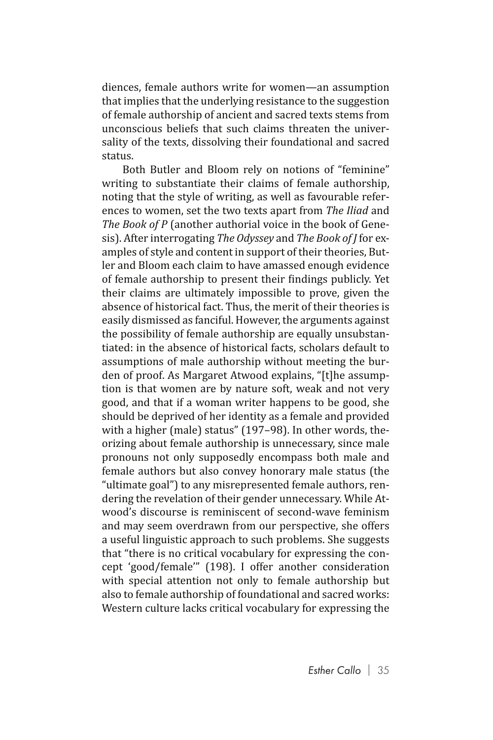diences, female authors write for women—an assumption that implies that the underlying resistance to the suggestion of female authorship of ancient and sacred texts stems from unconscious beliefs that such claims threaten the universality of the texts, dissolving their foundational and sacred status.

Both Butler and Bloom rely on notions of "feminine" writing to substantiate their claims of female authorship, noting that the style of writing, as well as favourable references to women, set the two texts apart from *The Iliad* and *The Book of P* (another authorial voice in the book of Genesis). After interrogating *The Odyssey* and *The Book of J* for examples of style and content in support of their theories, Butler and Bloom each claim to have amassed enough evidence of female authorship to present their findings publicly. Yet their claims are ultimately impossible to prove, given the absence of historical fact. Thus, the merit of their theories is easily dismissed as fanciful. However, the arguments against the possibility of female authorship are equally unsubstantiated: in the absence of historical facts, scholars default to assumptions of male authorship without meeting the burden of proof. As Margaret Atwood explains, "[t]he assumption is that women are by nature soft, weak and not very good, and that if a woman writer happens to be good, she should be deprived of her identity as a female and provided with a higher (male) status" (197–98). In other words, theorizing about female authorship is unnecessary, since male pronouns not only supposedly encompass both male and female authors but also convey honorary male status (the "ultimate goal") to any misrepresented female authors, rendering the revelation of their gender unnecessary. While Atwood's discourse is reminiscent of second-wave feminism and may seem overdrawn from our perspective, she offers a useful linguistic approach to such problems. She suggests that "there is no critical vocabulary for expressing the concept 'good/female'" (198). I offer another consideration with special attention not only to female authorship but also to female authorship of foundational and sacred works: Western culture lacks critical vocabulary for expressing the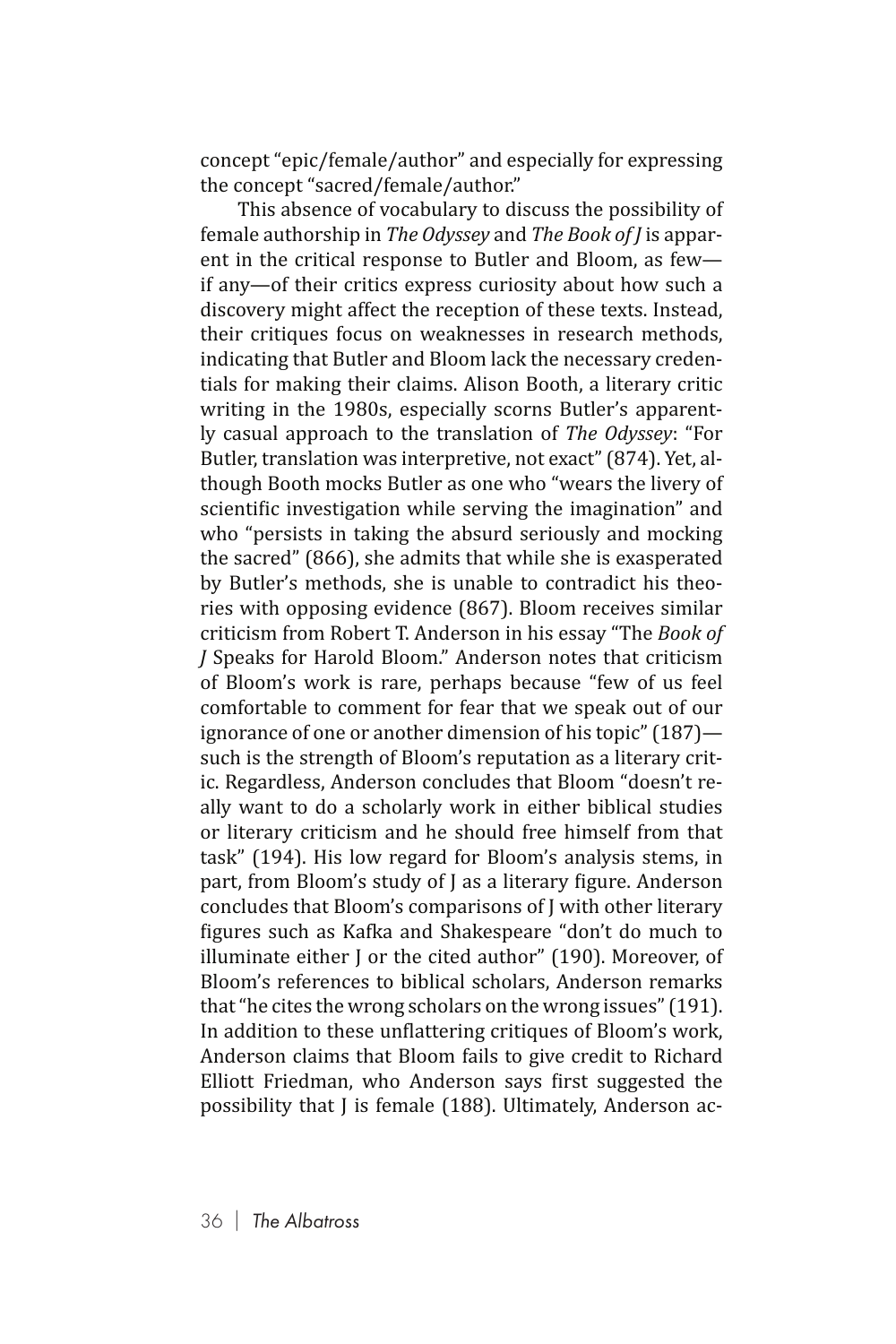concept "epic/female/author" and especially for expressing the concept "sacred/female/author."

This absence of vocabulary to discuss the possibility of female authorship in *The Odyssey* and *The Book of J* is apparent in the critical response to Butler and Bloom, as few—if any—of their critics express curiosity about how such a discovery might affect the reception of these texts. Instead, their critiques focus on weaknesses in research methods, indicating that Butler and Bloom lack the necessary credentials for making their claims. Alison Booth, a literary critic writing in the 1980s, especially scorns Butler's apparently casual approach to the translation of *The Odyssey*: "For Butler, translation was interpretive, not exact" (874). Yet, although Booth mocks Butler as one who "wears the livery of scientific investigation while serving the imagination" and who "persists in taking the absurd seriously and mocking the sacred" (866), she admits that while she is exasperated by Butler's methods, she is unable to contradict his theories with opposing evidence (867). Bloom receives similar criticism from Robert T. Anderson in his essay "The *Book of J* Speaks for Harold Bloom." Anderson notes that criticism of Bloom's work is rare, perhaps because "few of us feel comfortable to comment for fear that we speak out of our ignorance of one or another dimension of his topic" (187)—such is the strength of Bloom's reputation as a literary critic. Regardless, Anderson concludes that Bloom "doesn't really want to do a scholarly work in either biblical studies or literary criticism and he should free himself from that task" (194). His low regard for Bloom's analysis stems, in part, from Bloom's study of J as a literary figure. Anderson concludes that Bloom's comparisons of J with other literary figures such as Kafka and Shakespeare "don't do much to illuminate either J or the cited author" (190). Moreover, of Bloom's references to biblical scholars, Anderson remarks that "he cites the wrong scholars on the wrong issues" (191). In addition to these unflattering critiques of Bloom's work, Anderson claims that Bloom fails to give credit to Richard Elliott Friedman, who Anderson says first suggested the possibility that J is female (188). Ultimately, Anderson ac-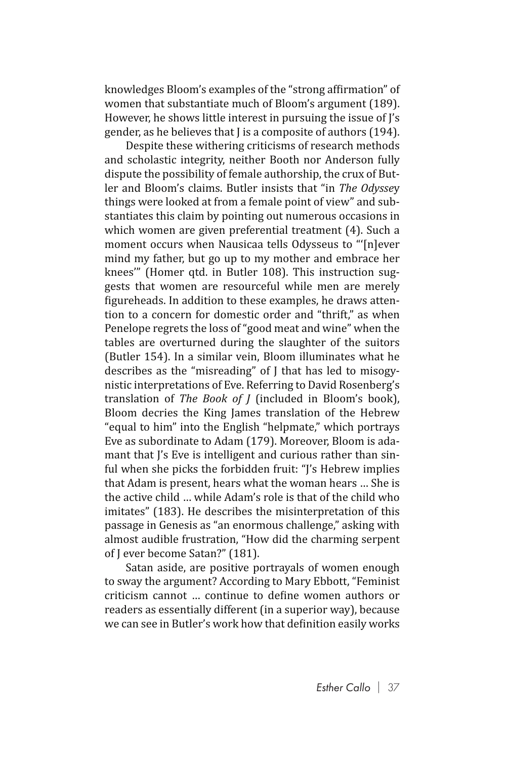knowledges Bloom's examples of the "strong affirmation" of women that substantiate much of Bloom's argument (189). However, he shows little interest in pursuing the issue of J's gender, as he believes that J is a composite of authors (194).

Despite these withering criticisms of research methods and scholastic integrity, neither Booth nor Anderson fully dispute the possibility of female authorship, the crux of Butler and Bloom's claims. Butler insists that "in *The Odyssey* things were looked at from a female point of view" and substantiates this claim by pointing out numerous occasions in which women are given preferential treatment (4). Such a moment occurs when Nausicaa tells Odysseus to "'[n]ever mind my father, but go up to my mother and embrace her knees'" (Homer qtd. in Butler 108). This instruction suggests that women are resourceful while men are merely figureheads. In addition to these examples, he draws attention to a concern for domestic order and "thrift," as when Penelope regrets the loss of "good meat and wine" when the tables are overturned during the slaughter of the suitors (Butler 154). In a similar vein, Bloom illuminates what he describes as the "misreading" of J that has led to misogynistic interpretations of Eve. Referring to David Rosenberg's translation of *The Book of J* (included in Bloom's book), Bloom decries the King James translation of the Hebrew "equal to him" into the English "helpmate," which portrays Eve as subordinate to Adam (179). Moreover, Bloom is adamant that J's Eve is intelligent and curious rather than sinful when she picks the forbidden fruit: "J's Hebrew implies that Adam is present, hears what the woman hears … She is the active child … while Adam's role is that of the child who imitates" (183). He describes the misinterpretation of this passage in Genesis as "an enormous challenge," asking with almost audible frustration, "How did the charming serpent of J ever become Satan?" (181).

Satan aside, are positive portrayals of women enough to sway the argument? According to Mary Ebbott, "Feminist criticism cannot … continue to define women authors or readers as essentially different (in a superior way), because we can see in Butler's work how that definition easily works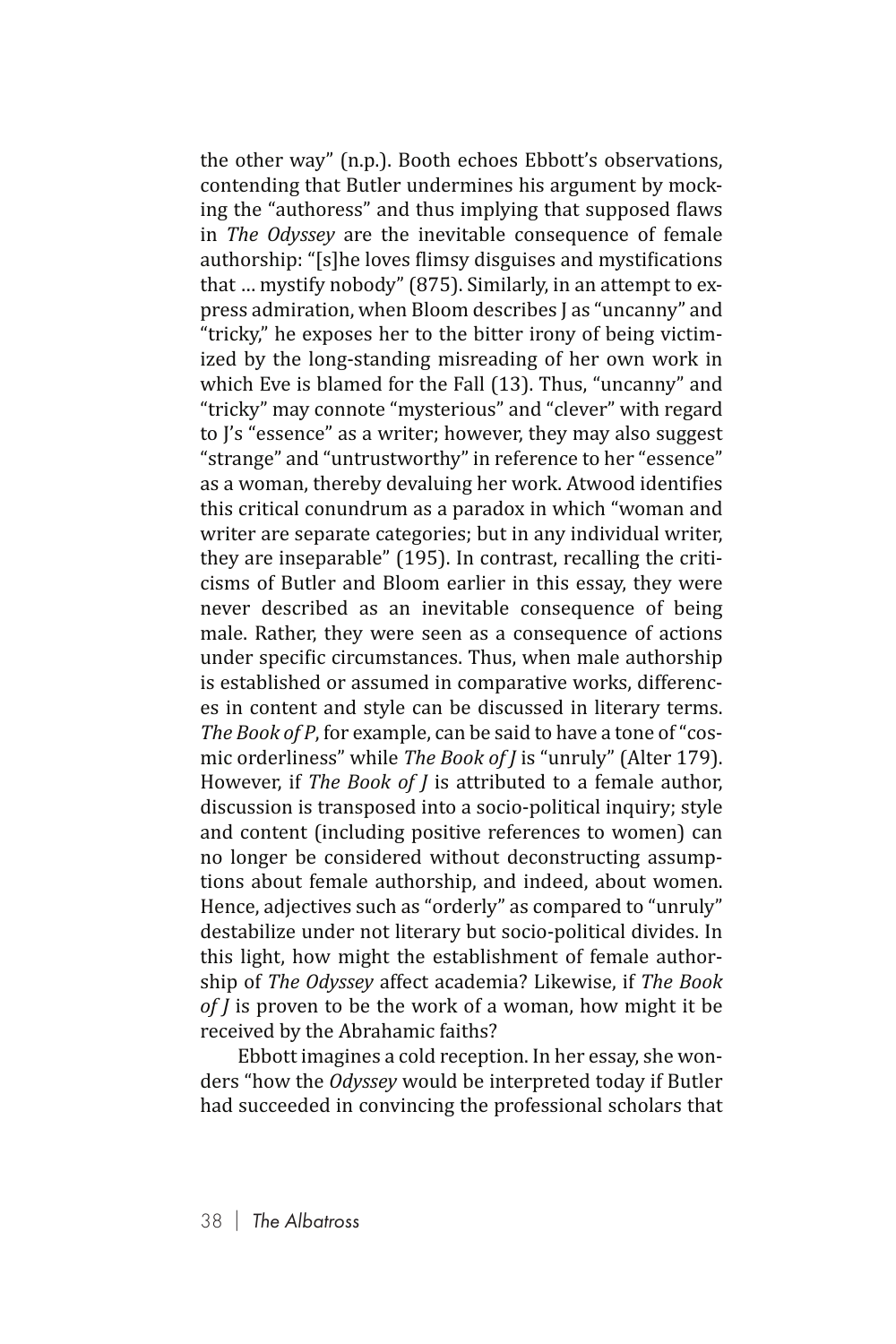the other way" (n.p.). Booth echoes Ebbott's observations, contending that Butler undermines his argument by mocking the "authoress" and thus implying that supposed flaws in *The Odyssey* are the inevitable consequence of female authorship: "[s]he loves flimsy disguises and mystifications that … mystify nobody" (875). Similarly, in an attempt to express admiration, when Bloom describes J as "uncanny" and "tricky," he exposes her to the bitter irony of being victimized by the long-standing misreading of her own work in which Eve is blamed for the Fall (13). Thus, "uncanny" and "tricky" may connote "mysterious" and "clever" with regard to J's "essence" as a writer; however, they may also suggest "strange" and "untrustworthy" in reference to her "essence" as a woman, thereby devaluing her work. Atwood identifies this critical conundrum as a paradox in which "woman and writer are separate categories; but in any individual writer, they are inseparable" (195). In contrast, recalling the criticisms of Butler and Bloom earlier in this essay, they were never described as an inevitable consequence of being male. Rather, they were seen as a consequence of actions under specific circumstances. Thus, when male authorship is established or assumed in comparative works, differences in content and style can be discussed in literary terms. *The Book of P*, for example, can be said to have a tone of "cosmic orderliness" while *The Book of J* is "unruly" (Alter 179). However, if *The Book of J* is attributed to a female author, discussion is transposed into a socio-political inquiry; style and content (including positive references to women) can no longer be considered without deconstructing assumptions about female authorship, and indeed, about women. Hence, adjectives such as "orderly" as compared to "unruly" destabilize under not literary but socio-political divides. In this light, how might the establishment of female authorship of *The Odyssey* affect academia? Likewise, if *The Book of J* is proven to be the work of a woman, how might it be received by the Abrahamic faiths?

Ebbott imagines a cold reception. In her essay, she wonders "how the *Odyssey* would be interpreted today if Butler had succeeded in convincing the professional scholars that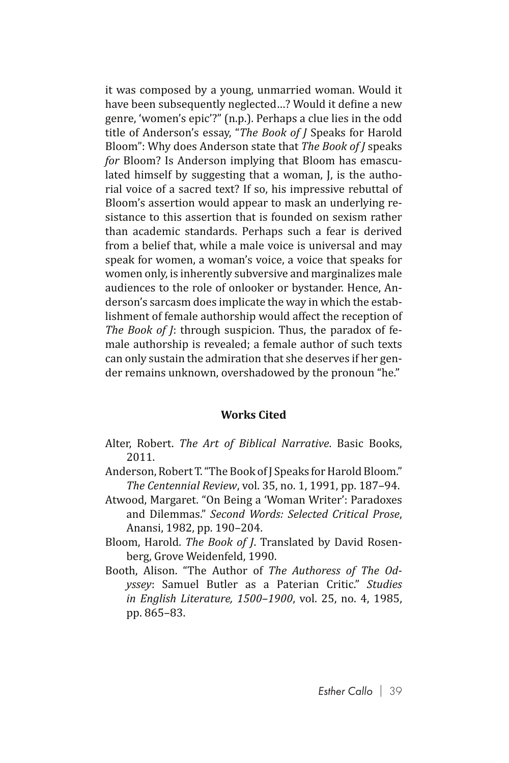it was composed by a young, unmarried woman. Would it have been subsequently neglected…? Would it define a new genre, 'women's epic'?" (n.p.). Perhaps a clue lies in the odd title of Anderson's essay, "*The Book of J* Speaks for Harold Bloom": Why does Anderson state that *The Book of J* speaks *for* Bloom? Is Anderson implying that Bloom has emasculated himself by suggesting that a woman, J, is the authorial voice of a sacred text? If so, his impressive rebuttal of Bloom's assertion would appear to mask an underlying resistance to this assertion that is founded on sexism rather than academic standards. Perhaps such a fear is derived from a belief that, while a male voice is universal and may speak for women, a woman's voice, a voice that speaks for women only, is inherently subversive and marginalizes male audiences to the role of onlooker or bystander. Hence, Anderson's sarcasm does implicate the way in which the establishment of female authorship would affect the reception of *The Book of J*: through suspicion. Thus, the paradox of female authorship is revealed; a female author of such texts can only sustain the admiration that she deserves if her gender remains unknown, overshadowed by the pronoun "he."

## Works Cited

Alter, Robert. *The Art of Biblical Narrative*. Basic Books, 2011.

Anderson, Robert T. "The Book of J Speaks for Harold Bloom." *The Centennial Review*, vol. 35, no. 1, 1991, pp. 187–94.

Atwood, Margaret. "On Being a 'Woman Writer': Paradoxes and Dilemmas." *Second Words: Selected Critical Prose*, Anansi, 1982, pp. 190–204.

Bloom, Harold. *The Book of J*. Translated by David Rosenberg, Grove Weidenfeld, 1990.

Booth, Alison. "The Author of *The Authoress of The Odyssey*: Samuel Butler as a Paterian Critic." *Studies in English Literature, 1500–1900*, vol. 25, no. 4, 1985, pp. 865–83.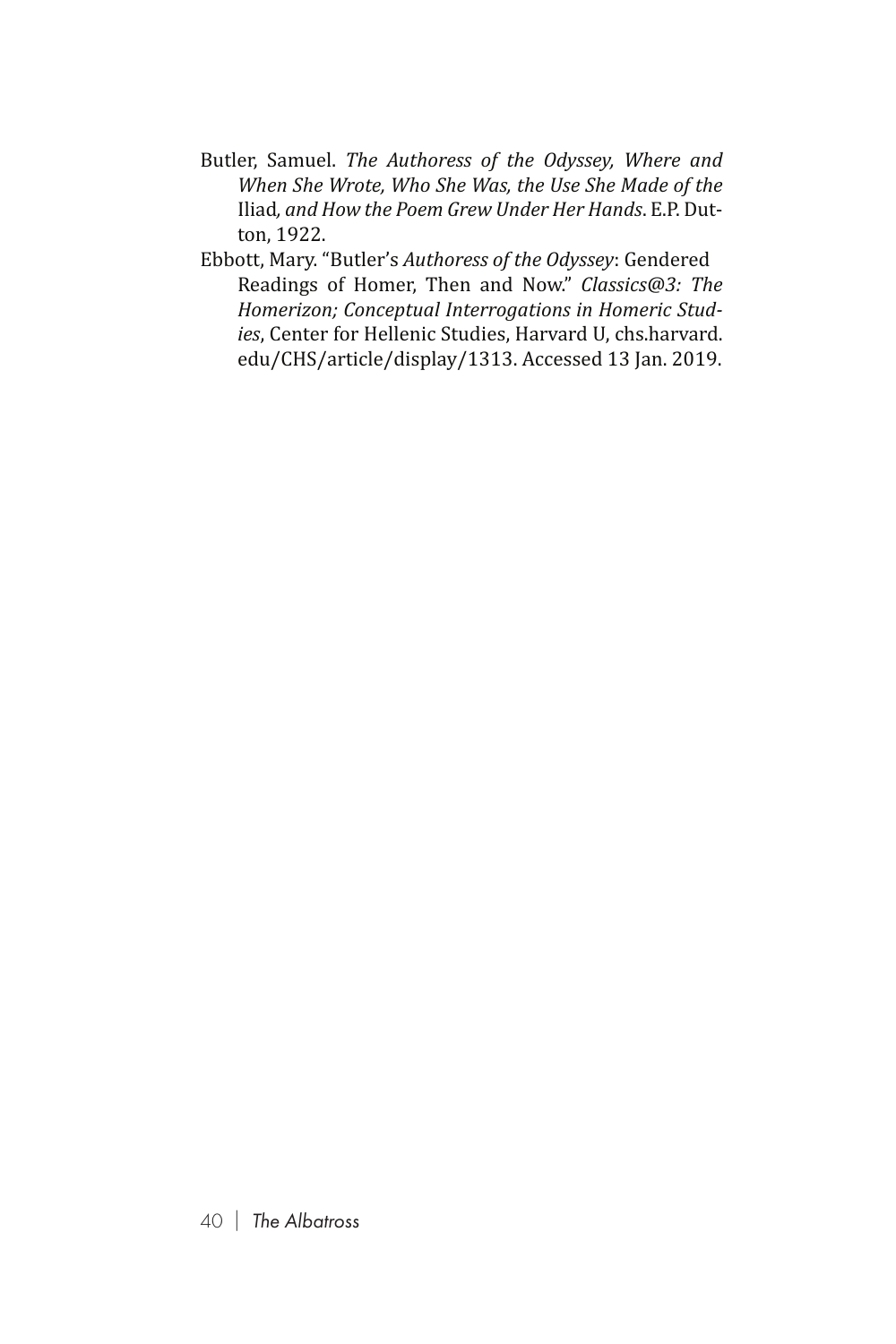Butler, Samuel. *The Authoress of the Odyssey, Where and When She Wrote, Who She Was, the Use She Made of the* Iliad*, and How the Poem Grew Under Her Hands*. E.P. Dutton, 1922.

Ebbott, Mary. "Butler's *Authoress of the Odyssey*: Gendered Readings of Homer, Then and Now." *Classics@3: The Homerizon; Conceptual Interrogations in Homeric Studies*, Center for Hellenic Studies, Harvard U, chs.harvard.edu/CHS/article/display/1313. Accessed 13 Jan. 2019.